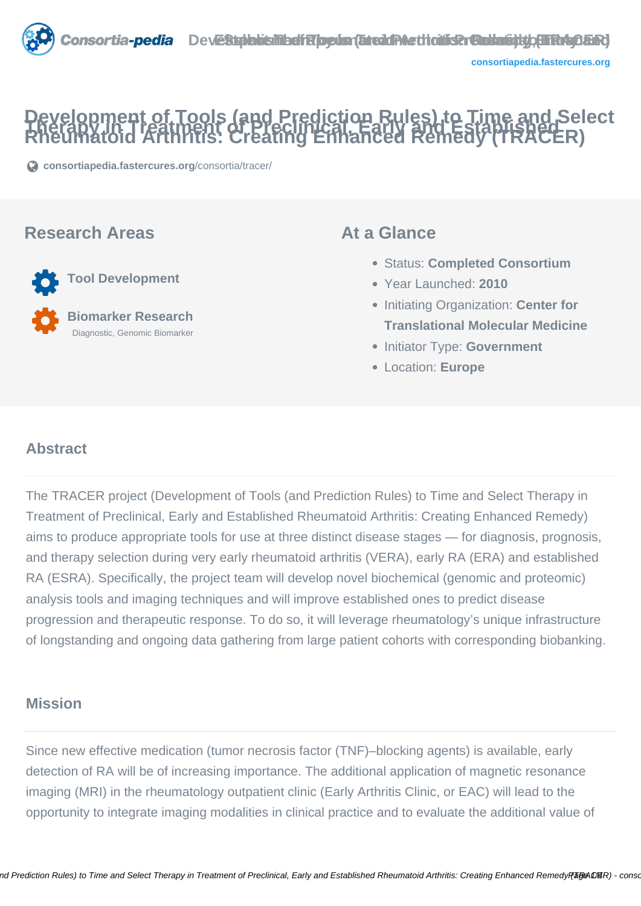# Development of Tools (and Prediction Rules) to Time and Select Therapy in Treatment of Preclinical, Early and Established Rheumatoid Arthritis: Creating Enhanced Remedy (TRACER)

**consortiapedia.fastercures.org**/consortia/tracer/

## Research Areas

**Tool Development**

**Biomarker Research**
Diagnostic, Genomic Biomarker

## At a Glance

- Status: **Completed Consortium**
- Year Launched: **2010**
- Initiating Organization: **Center for Translational Molecular Medicine**
- Initiator Type: **Government**
- Location: **Europe**

## Abstract

The TRACER project (Development of Tools (and Prediction Rules) to Time and Select Therapy in Treatment of Preclinical, Early and Established Rheumatoid Arthritis: Creating Enhanced Remedy) aims to produce appropriate tools for use at three distinct disease stages — for diagnosis, prognosis, and therapy selection during very early rheumatoid arthritis (VERA), early RA (ERA) and established RA (ESRA). Specifically, the project team will develop novel biochemical (genomic and proteomic) analysis tools and imaging techniques and will improve established ones to predict disease progression and therapeutic response. To do so, it will leverage rheumatology's unique infrastructure of longstanding and ongoing data gathering from large patient cohorts with corresponding biobanking.

## Mission

Since new effective medication (tumor necrosis factor (TNF)–blocking agents) is available, early detection of RA will be of increasing importance. The additional application of magnetic resonance imaging (MRI) in the rheumatology outpatient clinic (Early Arthritis Clinic, or EAC) will lead to the opportunity to integrate imaging modalities in clinical practice and to evaluate the additional value of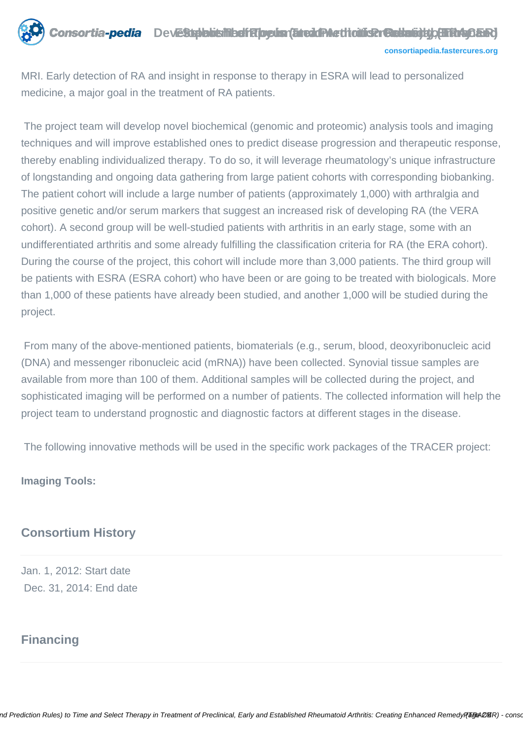MRI. Early detection of RA and insight in response to therapy in ESRA will lead to personalized medicine, a major goal in the treatment of RA patients.

The project team will develop novel biochemical (genomic and proteomic) analysis tools and imaging techniques and will improve established ones to predict disease progression and therapeutic response, thereby enabling individualized therapy. To do so, it will leverage rheumatology's unique infrastructure of longstanding and ongoing data gathering from large patient cohorts with corresponding biobanking. The patient cohort will include a large number of patients (approximately 1,000) with arthralgia and positive genetic and/or serum markers that suggest an increased risk of developing RA (the VERA cohort). A second group will be well-studied patients with arthritis in an early stage, some with an undifferentiated arthritis and some already fulfilling the classification criteria for RA (the ERA cohort). During the course of the project, this cohort will include more than 3,000 patients. The third group will be patients with ESRA (ESRA cohort) who have been or are going to be treated with biologicals. More than 1,000 of these patients have already been studied, and another 1,000 will be studied during the project.

From many of the above-mentioned patients, biomaterials (e.g., serum, blood, deoxyribonucleic acid (DNA) and messenger ribonucleic acid (mRNA)) have been collected. Synovial tissue samples are available from more than 100 of them. Additional samples will be collected during the project, and sophisticated imaging will be performed on a number of patients. The collected information will help the project team to understand prognostic and diagnostic factors at different stages in the disease.

The following innovative methods will be used in the specific work packages of the TRACER project:

**Imaging Tools:**

## Consortium History

Jan. 1, 2012: Start date
Dec. 31, 2014: End date

## Financing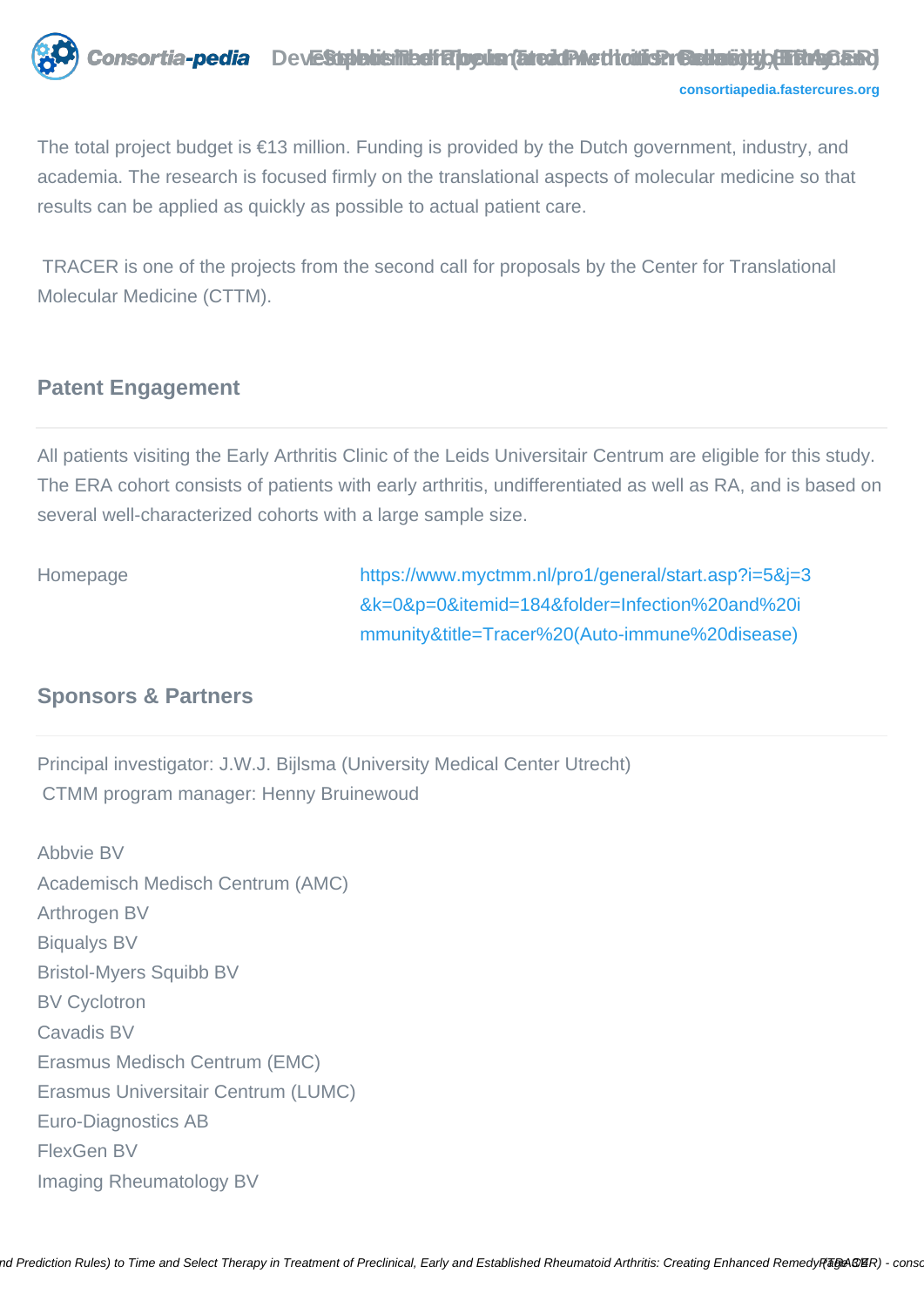The total project budget is €13 million. Funding is provided by the Dutch government, industry, and academia. The research is focused firmly on the translational aspects of molecular medicine so that results can be applied as quickly as possible to actual patient care.

TRACER is one of the projects from the second call for proposals by the Center for Translational Molecular Medicine (CTTM).

## Patent Engagement

All patients visiting the Early Arthritis Clinic of the Leids Universitair Centrum are eligible for this study. The ERA cohort consists of patients with early arthritis, undifferentiated as well as RA, and is based on several well-characterized cohorts with a large sample size.

Homepage https://www.myctmm.nl/pro1/general/start.asp?i=5&j=3&k=0&p=0&itemid=184&folder=Infection%20and%20immunity&title=Tracer%20(Auto-immune%20disease)

## Sponsors & Partners

Principal investigator: J.W.J. Bijlsma (University Medical Center Utrecht)
CTMM program manager: Henny Bruinewoud

Abbvie BV
Academisch Medisch Centrum (AMC)
Arthrogen BV
Biqualys BV
Bristol-Myers Squibb BV
BV Cyclotron
Cavadis BV
Erasmus Medisch Centrum (EMC)
Erasmus Universitair Centrum (LUMC)
Euro-Diagnostics AB
FlexGen BV
Imaging Rheumatology BV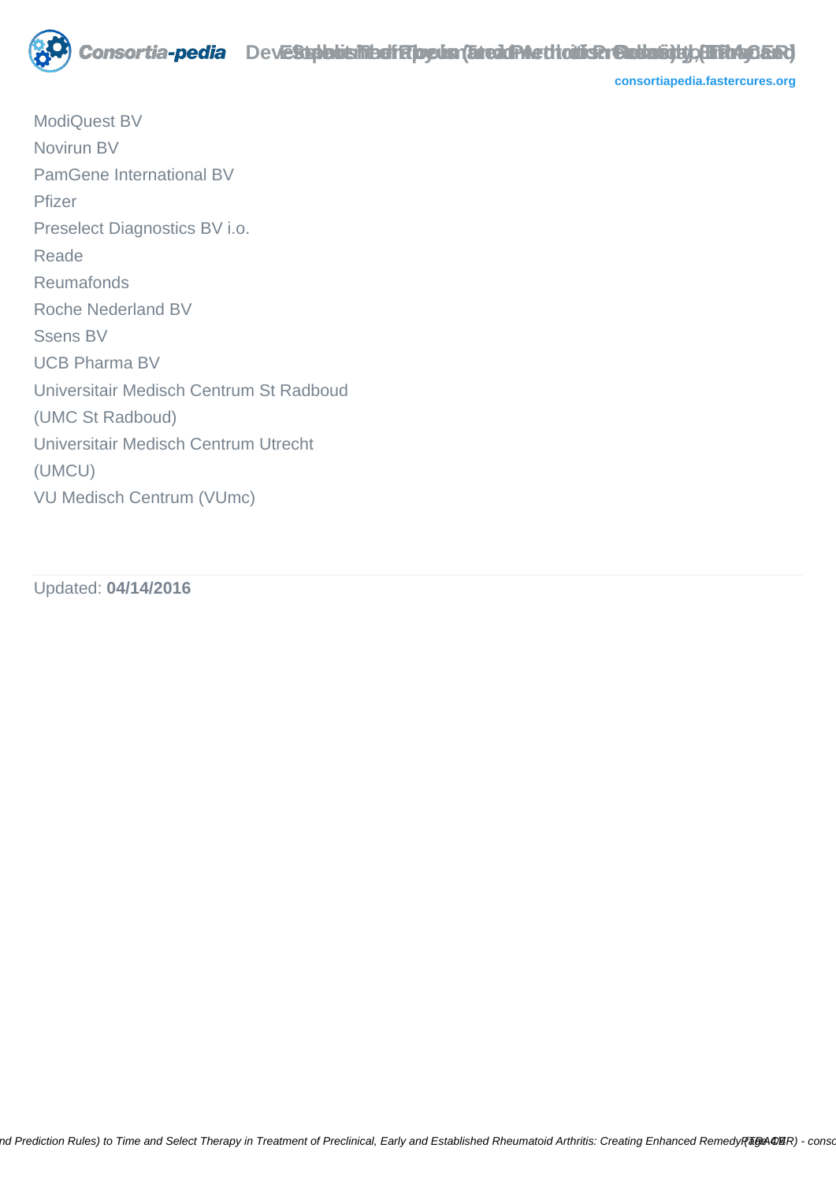ModiQuest BV
Novirun BV
PamGene International BV
Pfizer
Preselect Diagnostics BV i.o.
Reade
Reumafonds
Roche Nederland BV
Ssens BV
UCB Pharma BV
Universitair Medisch Centrum St Radboud (UMC St Radboud)
Universitair Medisch Centrum Utrecht (UMCU)
VU Medisch Centrum (VUmc)

Updated: **04/14/2016**